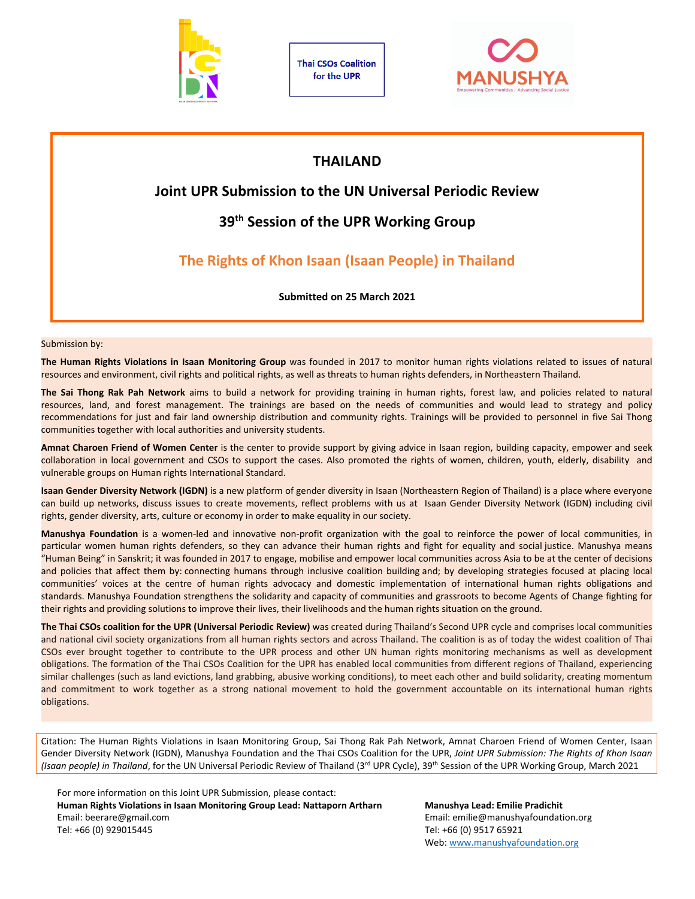Thai CSOs Coalition for the UPR

# THAILAND

## Joint UPR Submission to the UN Universal Periodic Review

## 39th Session of the UPR Working Group

## The Rights of Khon Isaan (Isaan People) in Thailand

**Submitted on 25 March 2021**

Submission by:

**The Human Rights Violations in Isaan Monitoring Group** was founded in 2017 to monitor human rights violations related to issues of natural resources and environment, civil rights and political rights, as well as threats to human rights defenders, in Northeastern Thailand.

**The Sai Thong Rak Pah Network** aims to build a network for providing training in human rights, forest law, and policies related to natural resources, land, and forest management. The trainings are based on the needs of communities and would lead to strategy and policy recommendations for just and fair land ownership distribution and community rights. Trainings will be provided to personnel in five Sai Thong communities together with local authorities and university students.

**Amnat Charoen Friend of Women Center** is the center to provide support by giving advice in Isaan region, building capacity, empower and seek collaboration in local government and CSOs to support the cases. Also promoted the rights of women, children, youth, elderly, disability and vulnerable groups on Human rights International Standard.

**Isaan Gender Diversity Network (IGDN)** is a new platform of gender diversity in Isaan (Northeastern Region of Thailand) is a place where everyone can build up networks, discuss issues to create movements, reflect problems with us at Isaan Gender Diversity Network (IGDN) including civil rights, gender diversity, arts, culture or economy in order to make equality in our society.

**Manushya Foundation** is a women-led and innovative non-profit organization with the goal to reinforce the power of local communities, in particular women human rights defenders, so they can advance their human rights and fight for equality and social justice. Manushya means "Human Being" in Sanskrit; it was founded in 2017 to engage, mobilise and empower local communities across Asia to be at the center of decisions and policies that affect them by: connecting humans through inclusive coalition building and; by developing strategies focused at placing local communities' voices at the centre of human rights advocacy and domestic implementation of international human rights obligations and standards. Manushya Foundation strengthens the solidarity and capacity of communities and grassroots to become Agents of Change fighting for their rights and providing solutions to improve their lives, their livelihoods and the human rights situation on the ground.

**The Thai CSOs coalition for the UPR (Universal Periodic Review)** was created during Thailand's Second UPR cycle and comprises local communities and national civil society organizations from all human rights sectors and across Thailand. The coalition is as of today the widest coalition of Thai CSOs ever brought together to contribute to the UPR process and other UN human rights monitoring mechanisms as well as development obligations. The formation of the Thai CSOs Coalition for the UPR has enabled local communities from different regions of Thailand, experiencing similar challenges (such as land evictions, land grabbing, abusive working conditions), to meet each other and build solidarity, creating momentum and commitment to work together as a strong national movement to hold the government accountable on its international human rights obligations.

Citation: The Human Rights Violations in Isaan Monitoring Group, Sai Thong Rak Pah Network, Amnat Charoen Friend of Women Center, Isaan Gender Diversity Network (IGDN), Manushya Foundation and the Thai CSOs Coalition for the UPR, *Joint UPR Submission: The Rights of Khon Isaan (Isaan people) in Thailand*, for the UN Universal Periodic Review of Thailand (3rd UPR Cycle), 39th Session of the UPR Working Group, March 2021

For more information on this Joint UPR Submission, please contact:

**Human Rights Violations in Isaan Monitoring Group Lead: Nattaporn Artharn**
Email: beerare@gmail.com
Tel: +66 (0) 929015445

**Manushya Lead: Emilie Pradichit**
Email: emilie@manushyafoundation.org
Tel: +66 (0) 9517 65921
Web: www.manushyafoundation.org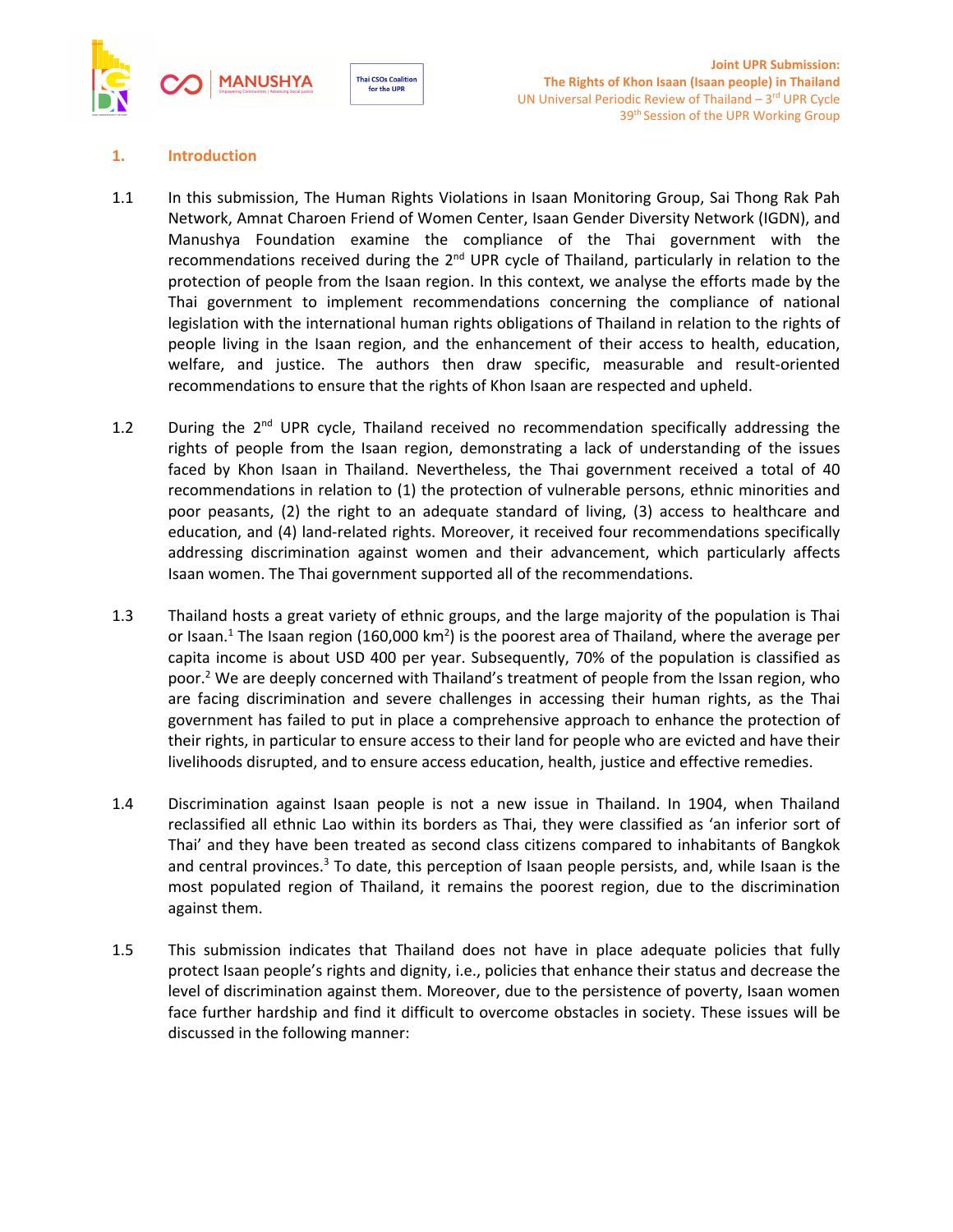## 1. Introduction

1.1 In this submission, The Human Rights Violations in Isaan Monitoring Group, Sai Thong Rak Pah Network, Amnat Charoen Friend of Women Center, Isaan Gender Diversity Network (IGDN), and Manushya Foundation examine the compliance of the Thai government with the recommendations received during the 2nd UPR cycle of Thailand, particularly in relation to the protection of people from the Isaan region. In this context, we analyse the efforts made by the Thai government to implement recommendations concerning the compliance of national legislation with the international human rights obligations of Thailand in relation to the rights of people living in the Isaan region, and the enhancement of their access to health, education, welfare, and justice. The authors then draw specific, measurable and result-oriented recommendations to ensure that the rights of Khon Isaan are respected and upheld.

1.2 During the 2nd UPR cycle, Thailand received no recommendation specifically addressing the rights of people from the Isaan region, demonstrating a lack of understanding of the issues faced by Khon Isaan in Thailand. Nevertheless, the Thai government received a total of 40 recommendations in relation to (1) the protection of vulnerable persons, ethnic minorities and poor peasants, (2) the right to an adequate standard of living, (3) access to healthcare and education, and (4) land-related rights. Moreover, it received four recommendations specifically addressing discrimination against women and their advancement, which particularly affects Isaan women. The Thai government supported all of the recommendations.

1.3 Thailand hosts a great variety of ethnic groups, and the large majority of the population is Thai or Isaan.[1] The Isaan region (160,000 km$^2$) is the poorest area of Thailand, where the average per capita income is about USD 400 per year. Subsequently, 70% of the population is classified as poor.[2] We are deeply concerned with Thailand's treatment of people from the Issan region, who are facing discrimination and severe challenges in accessing their human rights, as the Thai government has failed to put in place a comprehensive approach to enhance the protection of their rights, in particular to ensure access to their land for people who are evicted and have their livelihoods disrupted, and to ensure access education, health, justice and effective remedies.

1.4 Discrimination against Isaan people is not a new issue in Thailand. In 1904, when Thailand reclassified all ethnic Lao within its borders as Thai, they were classified as 'an inferior sort of Thai' and they have been treated as second class citizens compared to inhabitants of Bangkok and central provinces.[3] To date, this perception of Isaan people persists, and, while Isaan is the most populated region of Thailand, it remains the poorest region, due to the discrimination against them.

1.5 This submission indicates that Thailand does not have in place adequate policies that fully protect Isaan people's rights and dignity, i.e., policies that enhance their status and decrease the level of discrimination against them. Moreover, due to the persistence of poverty, Isaan women face further hardship and find it difficult to overcome obstacles in society. These issues will be discussed in the following manner: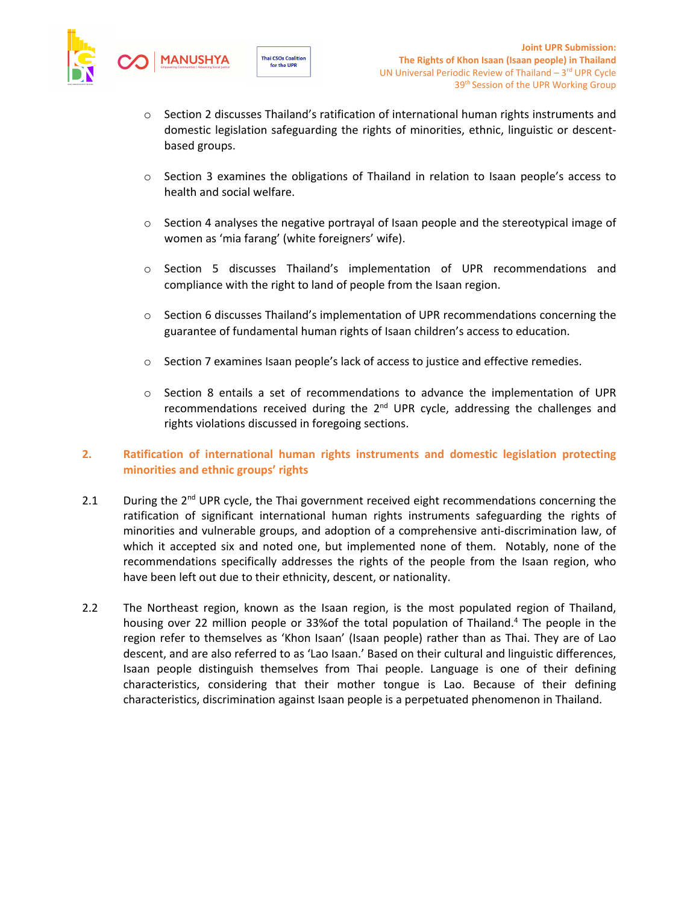- Section 2 discusses Thailand's ratification of international human rights instruments and domestic legislation safeguarding the rights of minorities, ethnic, linguistic or descent-based groups.

- Section 3 examines the obligations of Thailand in relation to Isaan people's access to health and social welfare.

- Section 4 analyses the negative portrayal of Isaan people and the stereotypical image of women as 'mia farang' (white foreigners' wife).

- Section 5 discusses Thailand's implementation of UPR recommendations and compliance with the right to land of people from the Isaan region.

- Section 6 discusses Thailand's implementation of UPR recommendations concerning the guarantee of fundamental human rights of Isaan children's access to education.

- Section 7 examines Isaan people's lack of access to justice and effective remedies.

- Section 8 entails a set of recommendations to advance the implementation of UPR recommendations received during the 2nd UPR cycle, addressing the challenges and rights violations discussed in foregoing sections.

## 2. Ratification of international human rights instruments and domestic legislation protecting minorities and ethnic groups' rights

2.1 During the 2nd UPR cycle, the Thai government received eight recommendations concerning the ratification of significant international human rights instruments safeguarding the rights of minorities and vulnerable groups, and adoption of a comprehensive anti-discrimination law, of which it accepted six and noted one, but implemented none of them. Notably, none of the recommendations specifically addresses the rights of the people from the Isaan region, who have been left out due to their ethnicity, descent, or nationality.

2.2 The Northeast region, known as the Isaan region, is the most populated region of Thailand, housing over 22 million people or 33%of the total population of Thailand.[4] The people in the region refer to themselves as 'Khon Isaan' (Isaan people) rather than as Thai. They are of Lao descent, and are also referred to as 'Lao Isaan.' Based on their cultural and linguistic differences, Isaan people distinguish themselves from Thai people. Language is one of their defining characteristics, considering that their mother tongue is Lao. Because of their defining characteristics, discrimination against Isaan people is a perpetuated phenomenon in Thailand.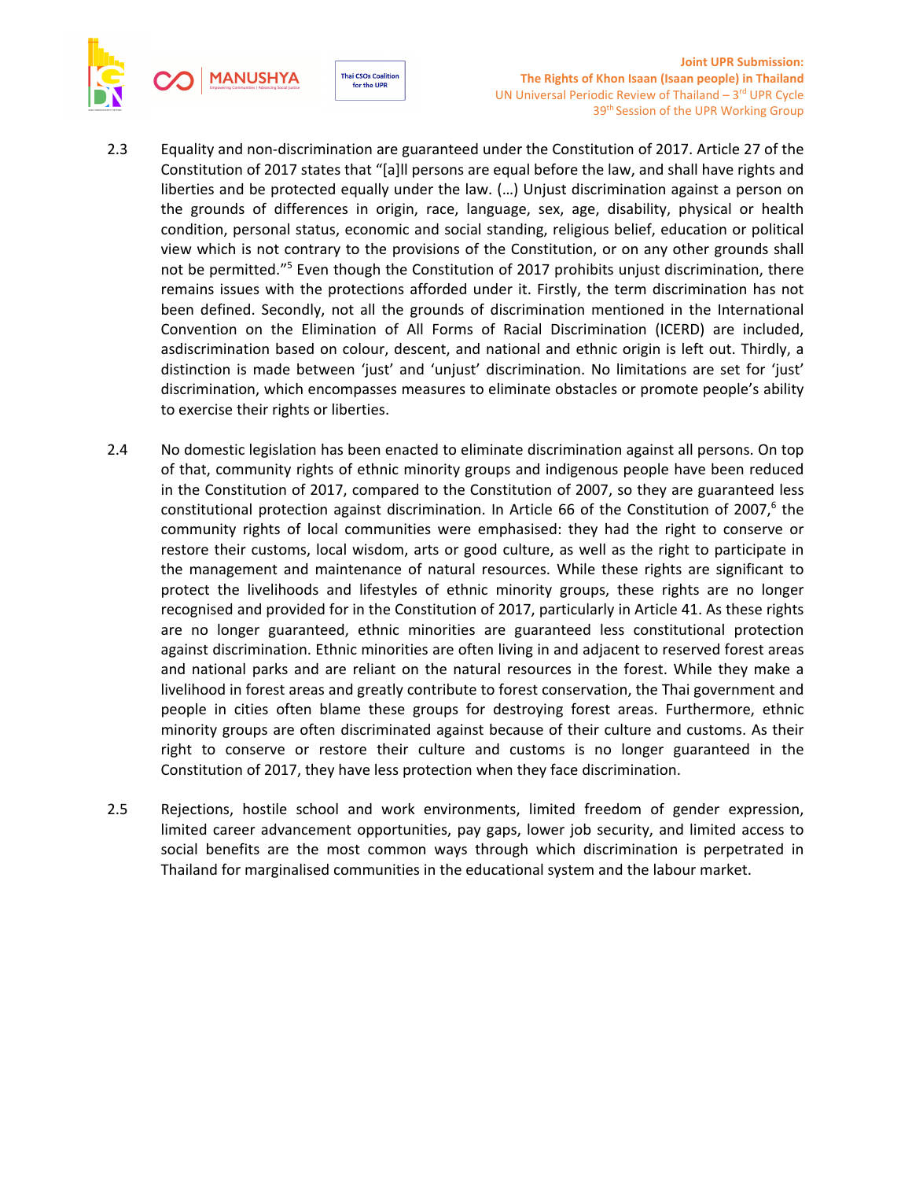2.3 Equality and non-discrimination are guaranteed under the Constitution of 2017. Article 27 of the Constitution of 2017 states that "[a]ll persons are equal before the law, and shall have rights and liberties and be protected equally under the law. (…) Unjust discrimination against a person on the grounds of differences in origin, race, language, sex, age, disability, physical or health condition, personal status, economic and social standing, religious belief, education or political view which is not contrary to the provisions of the Constitution, or on any other grounds shall not be permitted."[5] Even though the Constitution of 2017 prohibits unjust discrimination, there remains issues with the protections afforded under it. Firstly, the term discrimination has not been defined. Secondly, not all the grounds of discrimination mentioned in the International Convention on the Elimination of All Forms of Racial Discrimination (ICERD) are included, asdiscrimination based on colour, descent, and national and ethnic origin is left out. Thirdly, a distinction is made between 'just' and 'unjust' discrimination. No limitations are set for 'just' discrimination, which encompasses measures to eliminate obstacles or promote people's ability to exercise their rights or liberties.

2.4 No domestic legislation has been enacted to eliminate discrimination against all persons. On top of that, community rights of ethnic minority groups and indigenous people have been reduced in the Constitution of 2017, compared to the Constitution of 2007, so they are guaranteed less constitutional protection against discrimination. In Article 66 of the Constitution of 2007,[6] the community rights of local communities were emphasised: they had the right to conserve or restore their customs, local wisdom, arts or good culture, as well as the right to participate in the management and maintenance of natural resources. While these rights are significant to protect the livelihoods and lifestyles of ethnic minority groups, these rights are no longer recognised and provided for in the Constitution of 2017, particularly in Article 41. As these rights are no longer guaranteed, ethnic minorities are guaranteed less constitutional protection against discrimination. Ethnic minorities are often living in and adjacent to reserved forest areas and national parks and are reliant on the natural resources in the forest. While they make a livelihood in forest areas and greatly contribute to forest conservation, the Thai government and people in cities often blame these groups for destroying forest areas. Furthermore, ethnic minority groups are often discriminated against because of their culture and customs. As their right to conserve or restore their culture and customs is no longer guaranteed in the Constitution of 2017, they have less protection when they face discrimination.

2.5 Rejections, hostile school and work environments, limited freedom of gender expression, limited career advancement opportunities, pay gaps, lower job security, and limited access to social benefits are the most common ways through which discrimination is perpetrated in Thailand for marginalised communities in the educational system and the labour market.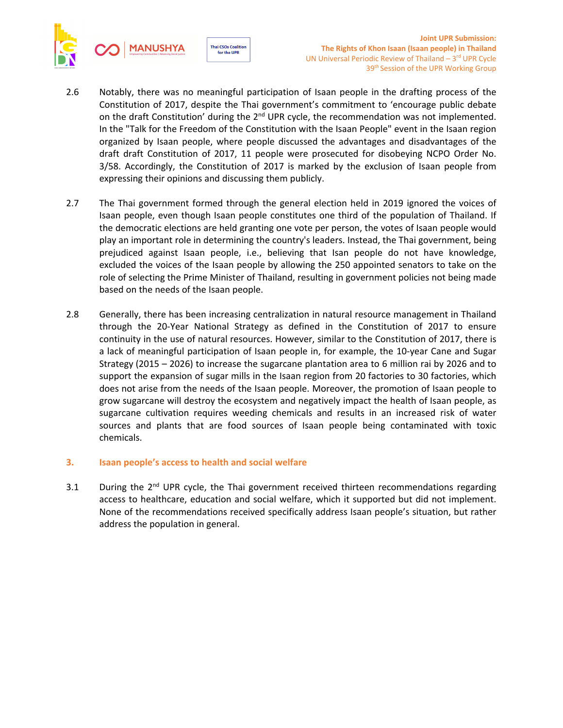2.6 Notably, there was no meaningful participation of Isaan people in the drafting process of the Constitution of 2017, despite the Thai government's commitment to 'encourage public debate on the draft Constitution' during the 2nd UPR cycle, the recommendation was not implemented. In the "Talk for the Freedom of the Constitution with the Isaan People" event in the Isaan region organized by Isaan people, where people discussed the advantages and disadvantages of the draft draft Constitution of 2017, 11 people were prosecuted for disobeying NCPO Order No. 3/58. Accordingly, the Constitution of 2017 is marked by the exclusion of Isaan people from expressing their opinions and discussing them publicly.

2.7 The Thai government formed through the general election held in 2019 ignored the voices of Isaan people, even though Isaan people constitutes one third of the population of Thailand. If the democratic elections are held granting one vote per person, the votes of Isaan people would play an important role in determining the country's leaders. Instead, the Thai government, being prejudiced against Isaan people, i.e., believing that Isan people do not have knowledge, excluded the voices of the Isaan people by allowing the 250 appointed senators to take on the role of selecting the Prime Minister of Thailand, resulting in government policies not being made based on the needs of the Isaan people.

2.8 Generally, there has been increasing centralization in natural resource management in Thailand through the 20-Year National Strategy as defined in the Constitution of 2017 to ensure continuity in the use of natural resources. However, similar to the Constitution of 2017, there is a lack of meaningful participation of Isaan people in, for example, the 10-year Cane and Sugar Strategy (2015 – 2026) to increase the sugarcane plantation area to 6 million rai by 2026 and to support the expansion of sugar mills in the Isaan region from 20 factories to 30 factories, which does not arise from the needs of the Isaan people. Moreover, the promotion of Isaan people to grow sugarcane will destroy the ecosystem and negatively impact the health of Isaan people, as sugarcane cultivation requires weeding chemicals and results in an increased risk of water sources and plants that are food sources of Isaan people being contaminated with toxic chemicals.

## 3. Isaan people's access to health and social welfare

3.1 During the 2nd UPR cycle, the Thai government received thirteen recommendations regarding access to healthcare, education and social welfare, which it supported but did not implement. None of the recommendations received specifically address Isaan people's situation, but rather address the population in general.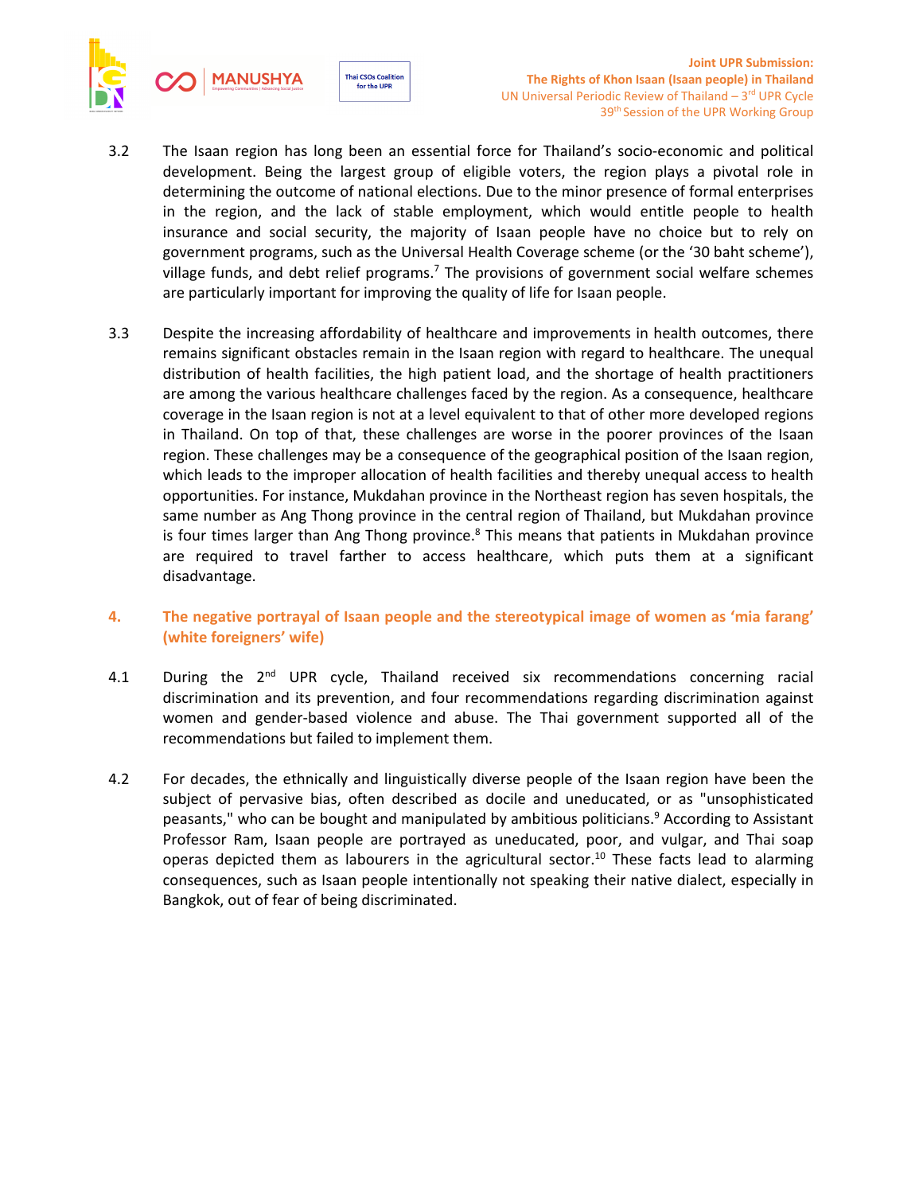3.2 The Isaan region has long been an essential force for Thailand's socio-economic and political development. Being the largest group of eligible voters, the region plays a pivotal role in determining the outcome of national elections. Due to the minor presence of formal enterprises in the region, and the lack of stable employment, which would entitle people to health insurance and social security, the majority of Isaan people have no choice but to rely on government programs, such as the Universal Health Coverage scheme (or the '30 baht scheme'), village funds, and debt relief programs.[7] The provisions of government social welfare schemes are particularly important for improving the quality of life for Isaan people.

3.3 Despite the increasing affordability of healthcare and improvements in health outcomes, there remains significant obstacles remain in the Isaan region with regard to healthcare. The unequal distribution of health facilities, the high patient load, and the shortage of health practitioners are among the various healthcare challenges faced by the region. As a consequence, healthcare coverage in the Isaan region is not at a level equivalent to that of other more developed regions in Thailand. On top of that, these challenges are worse in the poorer provinces of the Isaan region. These challenges may be a consequence of the geographical position of the Isaan region, which leads to the improper allocation of health facilities and thereby unequal access to health opportunities. For instance, Mukdahan province in the Northeast region has seven hospitals, the same number as Ang Thong province in the central region of Thailand, but Mukdahan province is four times larger than Ang Thong province.[8] This means that patients in Mukdahan province are required to travel farther to access healthcare, which puts them at a significant disadvantage.

## 4. The negative portrayal of Isaan people and the stereotypical image of women as 'mia farang' (white foreigners' wife)

4.1 During the 2nd UPR cycle, Thailand received six recommendations concerning racial discrimination and its prevention, and four recommendations regarding discrimination against women and gender-based violence and abuse. The Thai government supported all of the recommendations but failed to implement them.

4.2 For decades, the ethnically and linguistically diverse people of the Isaan region have been the subject of pervasive bias, often described as docile and uneducated, or as "unsophisticated peasants," who can be bought and manipulated by ambitious politicians.[9] According to Assistant Professor Ram, Isaan people are portrayed as uneducated, poor, and vulgar, and Thai soap operas depicted them as labourers in the agricultural sector.[10] These facts lead to alarming consequences, such as Isaan people intentionally not speaking their native dialect, especially in Bangkok, out of fear of being discriminated.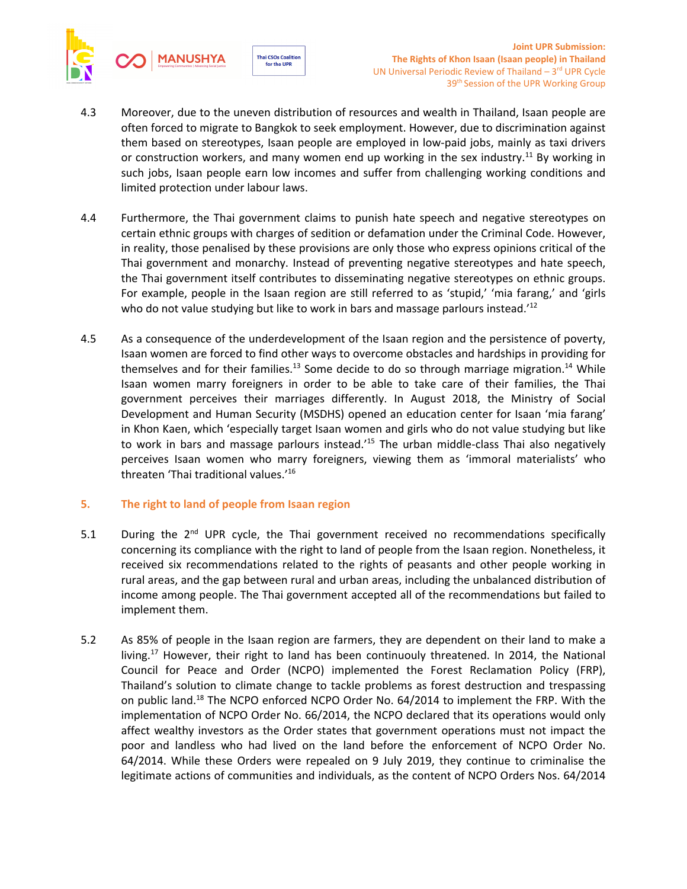4.3 Moreover, due to the uneven distribution of resources and wealth in Thailand, Isaan people are often forced to migrate to Bangkok to seek employment. However, due to discrimination against them based on stereotypes, Isaan people are employed in low-paid jobs, mainly as taxi drivers or construction workers, and many women end up working in the sex industry.[11] By working in such jobs, Isaan people earn low incomes and suffer from challenging working conditions and limited protection under labour laws.

4.4 Furthermore, the Thai government claims to punish hate speech and negative stereotypes on certain ethnic groups with charges of sedition or defamation under the Criminal Code. However, in reality, those penalised by these provisions are only those who express opinions critical of the Thai government and monarchy. Instead of preventing negative stereotypes and hate speech, the Thai government itself contributes to disseminating negative stereotypes on ethnic groups. For example, people in the Isaan region are still referred to as 'stupid,' 'mia farang,' and 'girls who do not value studying but like to work in bars and massage parlours instead.'[12]

4.5 As a consequence of the underdevelopment of the Isaan region and the persistence of poverty, Isaan women are forced to find other ways to overcome obstacles and hardships in providing for themselves and for their families.[13] Some decide to do so through marriage migration.[14] While Isaan women marry foreigners in order to be able to take care of their families, the Thai government perceives their marriages differently. In August 2018, the Ministry of Social Development and Human Security (MSDHS) opened an education center for Isaan 'mia farang' in Khon Kaen, which 'especially target Isaan women and girls who do not value studying but like to work in bars and massage parlours instead.'[15] The urban middle-class Thai also negatively perceives Isaan women who marry foreigners, viewing them as 'immoral materialists' who threaten 'Thai traditional values.'[16]

## 5. The right to land of people from Isaan region

5.1 During the 2nd UPR cycle, the Thai government received no recommendations specifically concerning its compliance with the right to land of people from the Isaan region. Nonetheless, it received six recommendations related to the rights of peasants and other people working in rural areas, and the gap between rural and urban areas, including the unbalanced distribution of income among people. The Thai government accepted all of the recommendations but failed to implement them.

5.2 As 85% of people in the Isaan region are farmers, they are dependent on their land to make a living.[17] However, their right to land has been continuously threatened. In 2014, the National Council for Peace and Order (NCPO) implemented the Forest Reclamation Policy (FRP), Thailand's solution to climate change to tackle problems as forest destruction and trespassing on public land.[18] The NCPO enforced NCPO Order No. 64/2014 to implement the FRP. With the implementation of NCPO Order No. 66/2014, the NCPO declared that its operations would only affect wealthy investors as the Order states that government operations must not impact the poor and landless who had lived on the land before the enforcement of NCPO Order No. 64/2014. While these Orders were repealed on 9 July 2019, they continue to criminalise the legitimate actions of communities and individuals, as the content of NCPO Orders Nos. 64/2014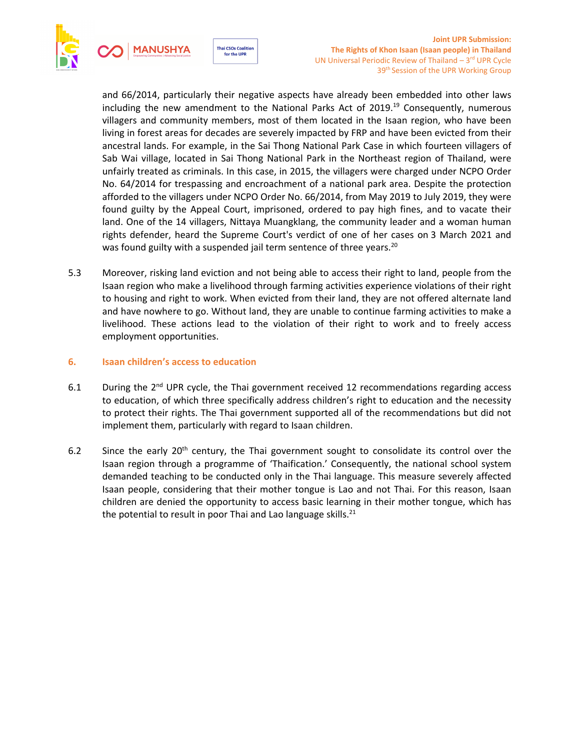and 66/2014, particularly their negative aspects have already been embedded into other laws including the new amendment to the National Parks Act of 2019.[19] Consequently, numerous villagers and community members, most of them located in the Isaan region, who have been living in forest areas for decades are severely impacted by FRP and have been evicted from their ancestral lands. For example, in the Sai Thong National Park Case in which fourteen villagers of Sab Wai village, located in Sai Thong National Park in the Northeast region of Thailand, were unfairly treated as criminals. In this case, in 2015, the villagers were charged under NCPO Order No. 64/2014 for trespassing and encroachment of a national park area. Despite the protection afforded to the villagers under NCPO Order No. 66/2014, from May 2019 to July 2019, they were found guilty by the Appeal Court, imprisoned, ordered to pay high fines, and to vacate their land. One of the 14 villagers, Nittaya Muangklang, the community leader and a woman human rights defender, heard the Supreme Court's verdict of one of her cases on 3 March 2021 and was found guilty with a suspended jail term sentence of three years.[20]

5.3 Moreover, risking land eviction and not being able to access their right to land, people from the Isaan region who make a livelihood through farming activities experience violations of their right to housing and right to work. When evicted from their land, they are not offered alternate land and have nowhere to go. Without land, they are unable to continue farming activities to make a livelihood. These actions lead to the violation of their right to work and to freely access employment opportunities.

## 6. Isaan children's access to education

6.1 During the 2nd UPR cycle, the Thai government received 12 recommendations regarding access to education, of which three specifically address children's right to education and the necessity to protect their rights. The Thai government supported all of the recommendations but did not implement them, particularly with regard to Isaan children.

6.2 Since the early 20th century, the Thai government sought to consolidate its control over the Isaan region through a programme of 'Thaification.' Consequently, the national school system demanded teaching to be conducted only in the Thai language. This measure severely affected Isaan people, considering that their mother tongue is Lao and not Thai. For this reason, Isaan children are denied the opportunity to access basic learning in their mother tongue, which has the potential to result in poor Thai and Lao language skills.[21]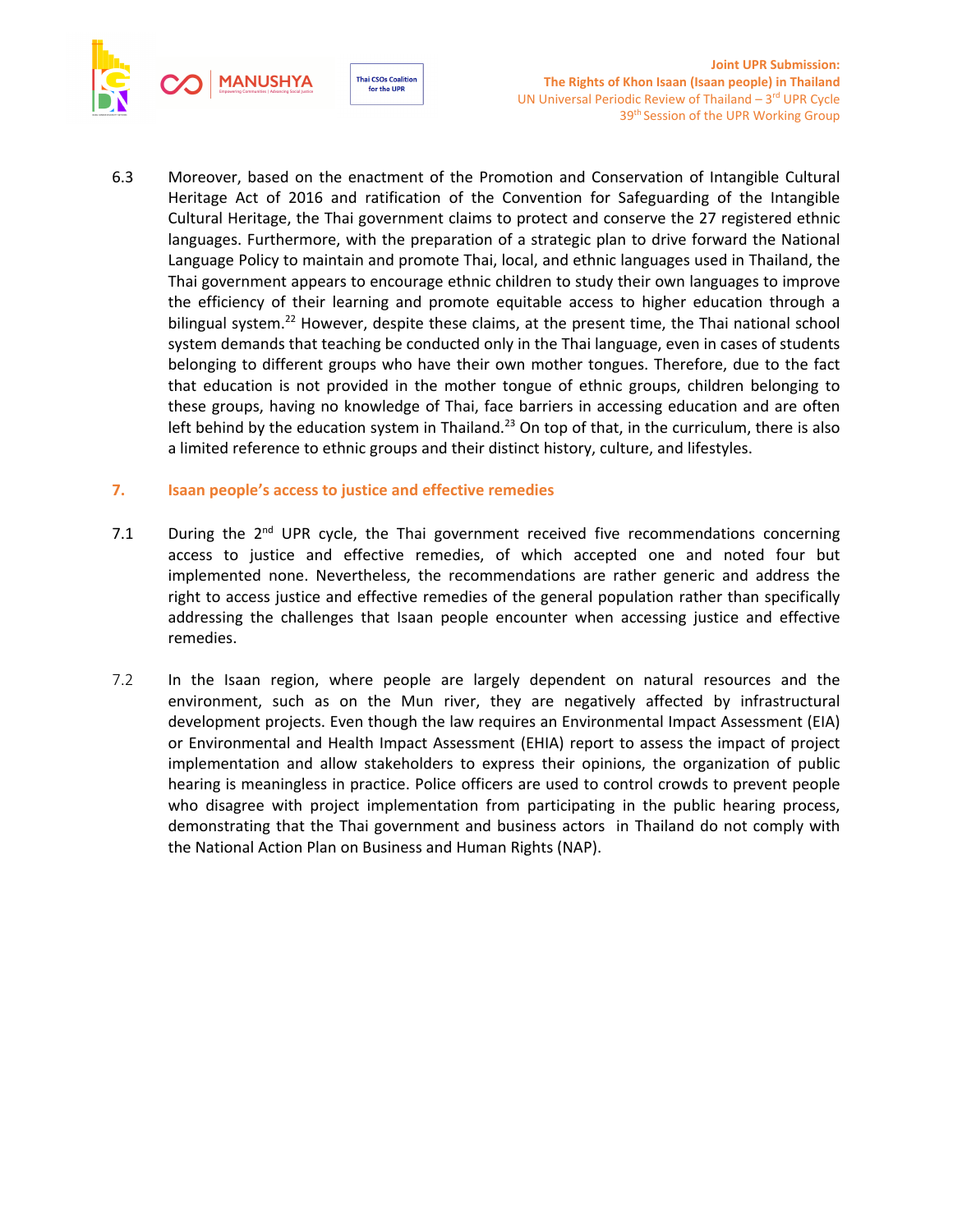6.3 Moreover, based on the enactment of the Promotion and Conservation of Intangible Cultural Heritage Act of 2016 and ratification of the Convention for Safeguarding of the Intangible Cultural Heritage, the Thai government claims to protect and conserve the 27 registered ethnic languages. Furthermore, with the preparation of a strategic plan to drive forward the National Language Policy to maintain and promote Thai, local, and ethnic languages used in Thailand, the Thai government appears to encourage ethnic children to study their own languages to improve the efficiency of their learning and promote equitable access to higher education through a bilingual system.[22] However, despite these claims, at the present time, the Thai national school system demands that teaching be conducted only in the Thai language, even in cases of students belonging to different groups who have their own mother tongues. Therefore, due to the fact that education is not provided in the mother tongue of ethnic groups, children belonging to these groups, having no knowledge of Thai, face barriers in accessing education and are often left behind by the education system in Thailand.[23] On top of that, in the curriculum, there is also a limited reference to ethnic groups and their distinct history, culture, and lifestyles.

## 7. Isaan people's access to justice and effective remedies

7.1 During the 2nd UPR cycle, the Thai government received five recommendations concerning access to justice and effective remedies, of which accepted one and noted four but implemented none. Nevertheless, the recommendations are rather generic and address the right to access justice and effective remedies of the general population rather than specifically addressing the challenges that Isaan people encounter when accessing justice and effective remedies.

7.2 In the Isaan region, where people are largely dependent on natural resources and the environment, such as on the Mun river, they are negatively affected by infrastructural development projects. Even though the law requires an Environmental Impact Assessment (EIA) or Environmental and Health Impact Assessment (EHIA) report to assess the impact of project implementation and allow stakeholders to express their opinions, the organization of public hearing is meaningless in practice. Police officers are used to control crowds to prevent people who disagree with project implementation from participating in the public hearing process, demonstrating that the Thai government and business actors in Thailand do not comply with the National Action Plan on Business and Human Rights (NAP).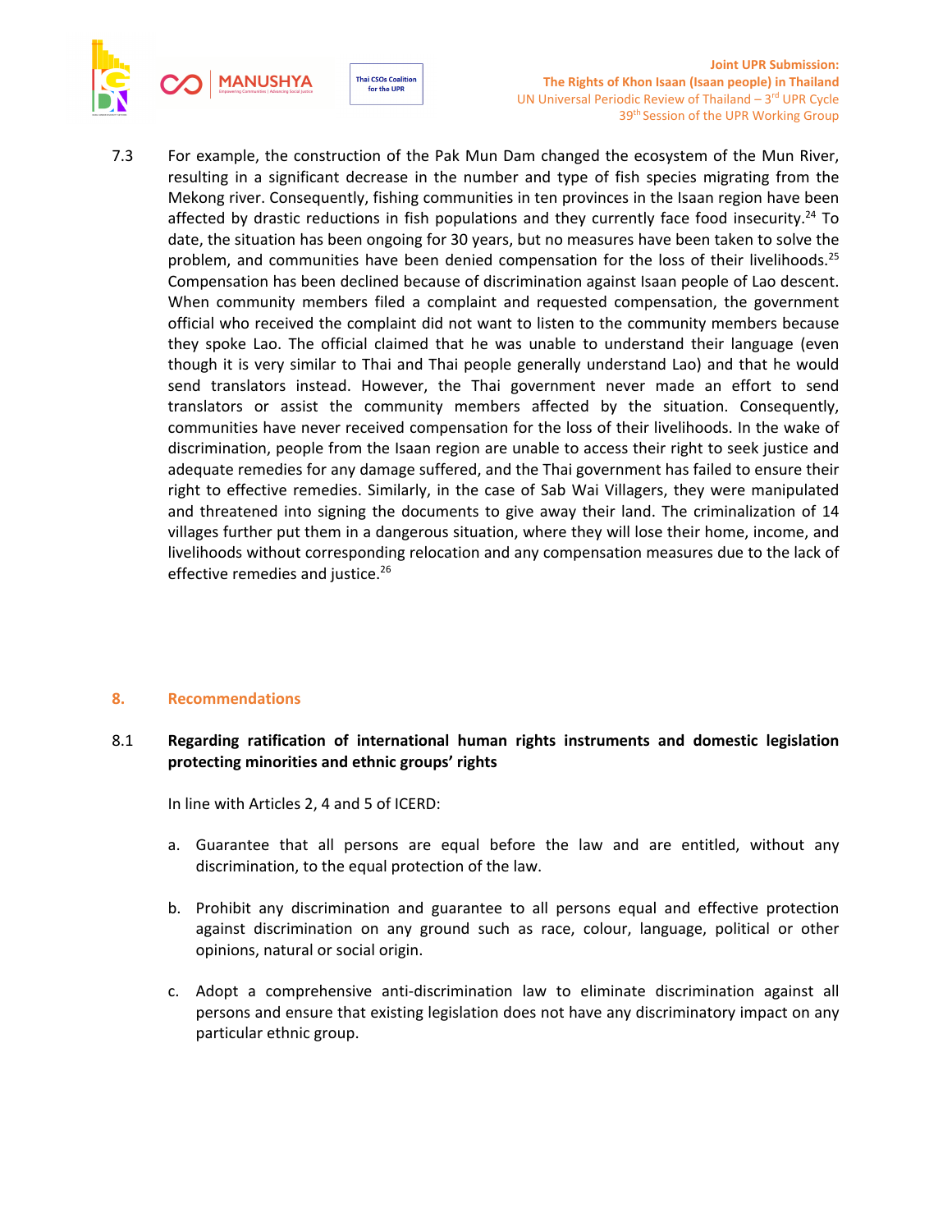7.3 For example, the construction of the Pak Mun Dam changed the ecosystem of the Mun River, resulting in a significant decrease in the number and type of fish species migrating from the Mekong river. Consequently, fishing communities in ten provinces in the Isaan region have been affected by drastic reductions in fish populations and they currently face food insecurity.[24] To date, the situation has been ongoing for 30 years, but no measures have been taken to solve the problem, and communities have been denied compensation for the loss of their livelihoods.[25] Compensation has been declined because of discrimination against Isaan people of Lao descent. When community members filed a complaint and requested compensation, the government official who received the complaint did not want to listen to the community members because they spoke Lao. The official claimed that he was unable to understand their language (even though it is very similar to Thai and Thai people generally understand Lao) and that he would send translators instead. However, the Thai government never made an effort to send translators or assist the community members affected by the situation. Consequently, communities have never received compensation for the loss of their livelihoods. In the wake of discrimination, people from the Isaan region are unable to access their right to seek justice and adequate remedies for any damage suffered, and the Thai government has failed to ensure their right to effective remedies. Similarly, in the case of Sab Wai Villagers, they were manipulated and threatened into signing the documents to give away their land. The criminalization of 14 villages further put them in a dangerous situation, where they will lose their home, income, and livelihoods without corresponding relocation and any compensation measures due to the lack of effective remedies and justice.[26]

## 8. Recommendations

### 8.1 Regarding ratification of international human rights instruments and domestic legislation protecting minorities and ethnic groups' rights

In line with Articles 2, 4 and 5 of ICERD:

a. Guarantee that all persons are equal before the law and are entitled, without any discrimination, to the equal protection of the law.

b. Prohibit any discrimination and guarantee to all persons equal and effective protection against discrimination on any ground such as race, colour, language, political or other opinions, natural or social origin.

c. Adopt a comprehensive anti-discrimination law to eliminate discrimination against all persons and ensure that existing legislation does not have any discriminatory impact on any particular ethnic group.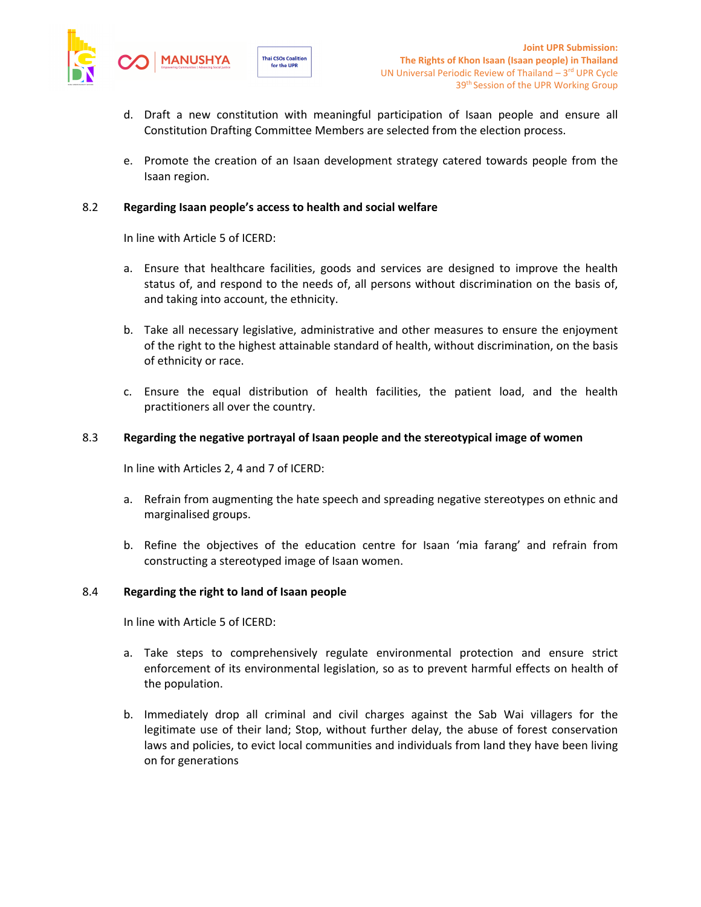d. Draft a new constitution with meaningful participation of Isaan people and ensure all Constitution Drafting Committee Members are selected from the election process.

e. Promote the creation of an Isaan development strategy catered towards people from the Isaan region.

### 8.2 Regarding Isaan people's access to health and social welfare

In line with Article 5 of ICERD:

a. Ensure that healthcare facilities, goods and services are designed to improve the health status of, and respond to the needs of, all persons without discrimination on the basis of, and taking into account, the ethnicity.

b. Take all necessary legislative, administrative and other measures to ensure the enjoyment of the right to the highest attainable standard of health, without discrimination, on the basis of ethnicity or race.

c. Ensure the equal distribution of health facilities, the patient load, and the health practitioners all over the country.

### 8.3 Regarding the negative portrayal of Isaan people and the stereotypical image of women

In line with Articles 2, 4 and 7 of ICERD:

a. Refrain from augmenting the hate speech and spreading negative stereotypes on ethnic and marginalised groups.

b. Refine the objectives of the education centre for Isaan 'mia farang' and refrain from constructing a stereotyped image of Isaan women.

### 8.4 Regarding the right to land of Isaan people

In line with Article 5 of ICERD:

a. Take steps to comprehensively regulate environmental protection and ensure strict enforcement of its environmental legislation, so as to prevent harmful effects on health of the population.

b. Immediately drop all criminal and civil charges against the Sab Wai villagers for the legitimate use of their land; Stop, without further delay, the abuse of forest conservation laws and policies, to evict local communities and individuals from land they have been living on for generations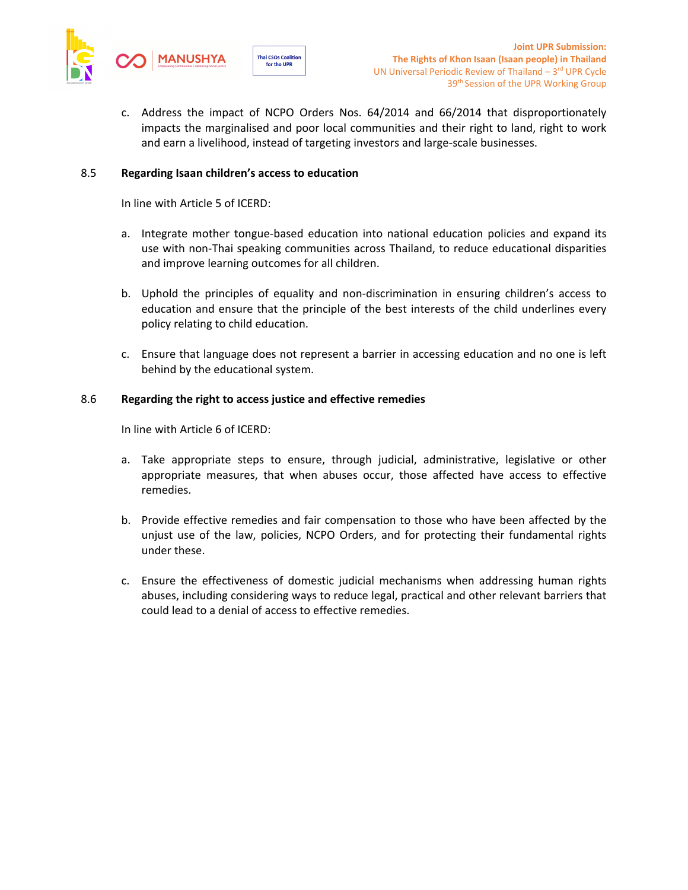c. Address the impact of NCPO Orders Nos. 64/2014 and 66/2014 that disproportionately impacts the marginalised and poor local communities and their right to land, right to work and earn a livelihood, instead of targeting investors and large-scale businesses.

### 8.5 Regarding Isaan children's access to education

In line with Article 5 of ICERD:

a. Integrate mother tongue-based education into national education policies and expand its use with non-Thai speaking communities across Thailand, to reduce educational disparities and improve learning outcomes for all children.

b. Uphold the principles of equality and non-discrimination in ensuring children's access to education and ensure that the principle of the best interests of the child underlines every policy relating to child education.

c. Ensure that language does not represent a barrier in accessing education and no one is left behind by the educational system.

### 8.6 Regarding the right to access justice and effective remedies

In line with Article 6 of ICERD:

a. Take appropriate steps to ensure, through judicial, administrative, legislative or other appropriate measures, that when abuses occur, those affected have access to effective remedies.

b. Provide effective remedies and fair compensation to those who have been affected by the unjust use of the law, policies, NCPO Orders, and for protecting their fundamental rights under these.

c. Ensure the effectiveness of domestic judicial mechanisms when addressing human rights abuses, including considering ways to reduce legal, practical and other relevant barriers that could lead to a denial of access to effective remedies.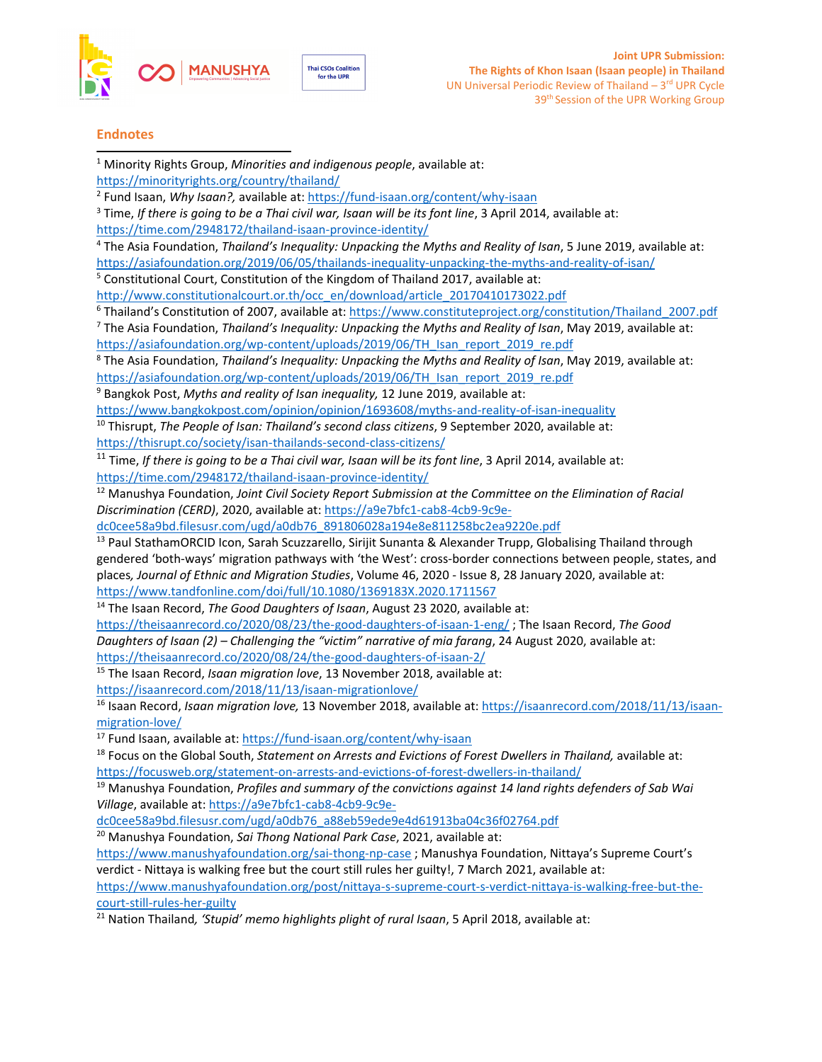## Endnotes

[1] Minority Rights Group, *Minorities and indigenous people*, available at: https://minorityrights.org/country/thailand/

[2] Fund Isaan, *Why Isaan?,* available at: https://fund-isaan.org/content/why-isaan

[3] Time, *If there is going to be a Thai civil war, Isaan will be its font line*, 3 April 2014, available at: https://time.com/2948172/thailand-isaan-province-identity/

[4] The Asia Foundation, *Thailand's Inequality: Unpacking the Myths and Reality of Isan*, 5 June 2019, available at: https://asiafoundation.org/2019/06/05/thailands-inequality-unpacking-the-myths-and-reality-of-isan/

[5] Constitutional Court, Constitution of the Kingdom of Thailand 2017, available at: http://www.constitutionalcourt.or.th/occ_en/download/article_20170410173022.pdf

[6] Thailand's Constitution of 2007, available at: https://www.constituteproject.org/constitution/Thailand_2007.pdf

[7] The Asia Foundation, *Thailand's Inequality: Unpacking the Myths and Reality of Isan*, May 2019, available at: https://asiafoundation.org/wp-content/uploads/2019/06/TH_Isan_report_2019_re.pdf

[8] The Asia Foundation, *Thailand's Inequality: Unpacking the Myths and Reality of Isan*, May 2019, available at: https://asiafoundation.org/wp-content/uploads/2019/06/TH_Isan_report_2019_re.pdf

[9] Bangkok Post, *Myths and reality of Isan inequality,* 12 June 2019, available at: https://www.bangkokpost.com/opinion/opinion/1693608/myths-and-reality-of-isan-inequality

[10] Thisrupt, *The People of Isan: Thailand's second class citizens*, 9 September 2020, available at: https://thisrupt.co/society/isan-thailands-second-class-citizens/

[11] Time, *If there is going to be a Thai civil war, Isaan will be its font line*, 3 April 2014, available at: https://time.com/2948172/thailand-isaan-province-identity/

[12] Manushya Foundation, *Joint Civil Society Report Submission at the Committee on the Elimination of Racial Discrimination (CERD)*, 2020, available at: https://a9e7bfc1-cab8-4cb9-9c9e-dc0cee58a9bd.filesusr.com/ugd/a0db76_891806028a194e8e811258bc2ea9220e.pdf

[13] Paul StathamORCID Icon, Sarah Scuzzarello, Sirijit Sunanta & Alexander Trupp, Globalising Thailand through gendered 'both-ways' migration pathways with 'the West': cross-border connections between people, states, and places*, Journal of Ethnic and Migration Studies*, Volume 46, 2020 - Issue 8, 28 January 2020, available at: https://www.tandfonline.com/doi/full/10.1080/1369183X.2020.1711567

[14] The Isaan Record, *The Good Daughters of Isaan*, August 23 2020, available at: https://theisaanrecord.co/2020/08/23/the-good-daughters-of-isaan-1-eng/ ; The Isaan Record, *The Good Daughters of Isaan (2) – Challenging the "victim" narrative of mia farang*, 24 August 2020, available at: https://theisaanrecord.co/2020/08/24/the-good-daughters-of-isaan-2/

[15] The Isaan Record, *Isaan migration love*, 13 November 2018, available at: https://isaanrecord.com/2018/11/13/isaan-migrationlove/

[16] Isaan Record, *Isaan migration love,* 13 November 2018, available at: https://isaanrecord.com/2018/11/13/isaan-migration-love/

[17] Fund Isaan, available at: https://fund-isaan.org/content/why-isaan

[18] Focus on the Global South, *Statement on Arrests and Evictions of Forest Dwellers in Thailand,* available at: https://focusweb.org/statement-on-arrests-and-evictions-of-forest-dwellers-in-thailand/

[19] Manushya Foundation, *Profiles and summary of the convictions against 14 land rights defenders of Sab Wai Village*, available at: https://a9e7bfc1-cab8-4cb9-9c9e-dc0cee58a9bd.filesusr.com/ugd/a0db76_a88eb59ede9e4d61913ba04c36f02764.pdf

[20] Manushya Foundation, *Sai Thong National Park Case*, 2021, available at: https://www.manushyafoundation.org/sai-thong-np-case ; Manushya Foundation, Nittaya's Supreme Court's verdict - Nittaya is walking free but the court still rules her guilty!, 7 March 2021, available at: https://www.manushyafoundation.org/post/nittaya-s-supreme-court-s-verdict-nittaya-is-walking-free-but-the-court-still-rules-her-guilty

[21] Nation Thailand*, 'Stupid' memo highlights plight of rural Isaan*, 5 April 2018, available at: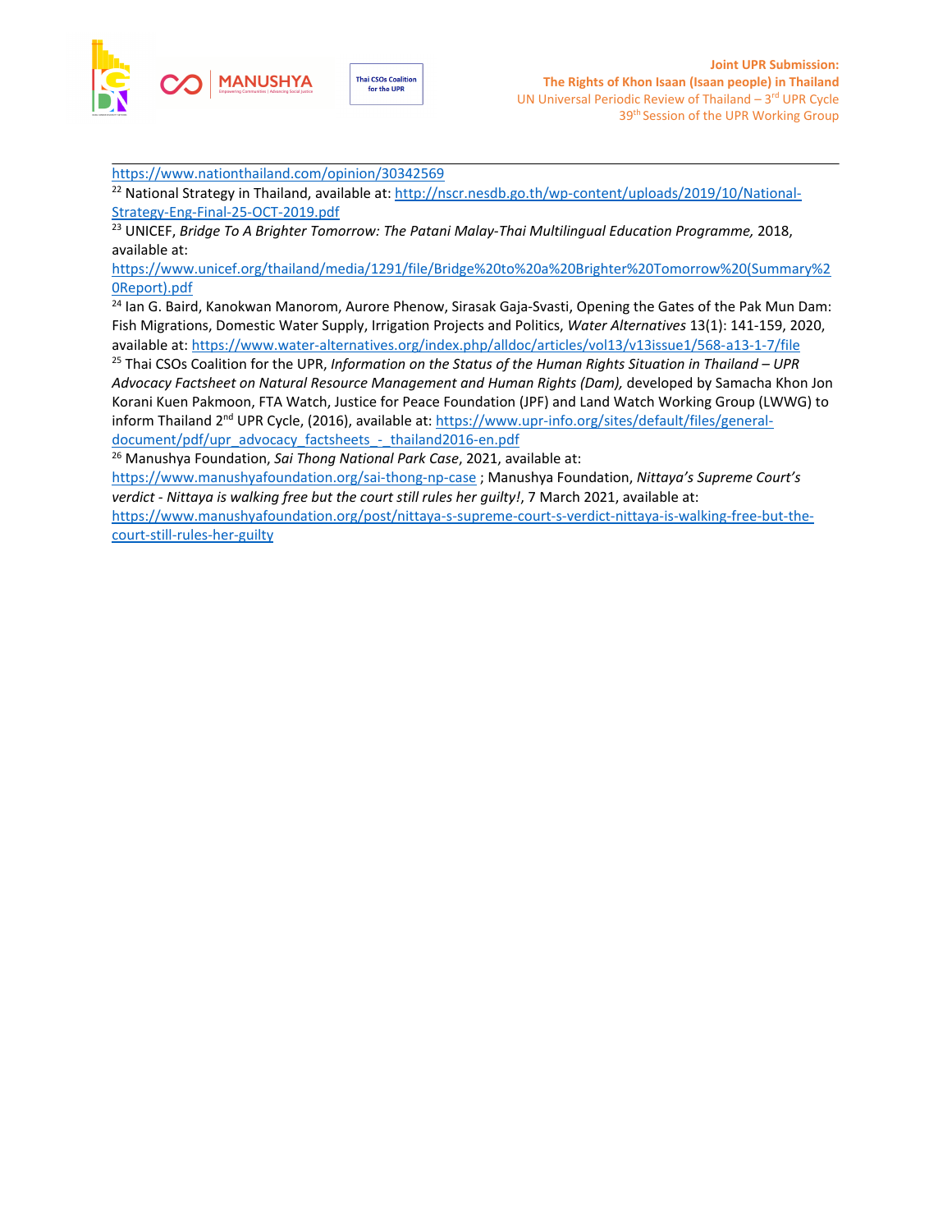https://www.nationthailand.com/opinion/30342569

[22] National Strategy in Thailand, available at: http://nscr.nesdb.go.th/wp-content/uploads/2019/10/National-Strategy-Eng-Final-25-OCT-2019.pdf

[23] UNICEF, *Bridge To A Brighter Tomorrow: The Patani Malay-Thai Multilingual Education Programme,* 2018, available at: https://www.unicef.org/thailand/media/1291/file/Bridge%20to%20a%20Brighter%20Tomorrow%20(Summary%20Report).pdf

[24] Ian G. Baird, Kanokwan Manorom, Aurore Phenow, Sirasak Gaja-Svasti, Opening the Gates of the Pak Mun Dam: Fish Migrations, Domestic Water Supply, Irrigation Projects and Politics, *Water Alternatives* 13(1): 141-159, 2020, available at: https://www.water-alternatives.org/index.php/alldoc/articles/vol13/v13issue1/568-a13-1-7/file

[25] Thai CSOs Coalition for the UPR, *Information on the Status of the Human Rights Situation in Thailand – UPR Advocacy Factsheet on Natural Resource Management and Human Rights (Dam),* developed by Samacha Khon Jon Korani Kuen Pakmoon, FTA Watch, Justice for Peace Foundation (JPF) and Land Watch Working Group (LWWG) to inform Thailand 2nd UPR Cycle, (2016), available at: https://www.upr-info.org/sites/default/files/general-document/pdf/upr_advocacy_factsheets_-_thailand2016-en.pdf

[26] Manushya Foundation, *Sai Thong National Park Case*, 2021, available at: https://www.manushyafoundation.org/sai-thong-np-case ; Manushya Foundation, *Nittaya's Supreme Court's verdict - Nittaya is walking free but the court still rules her guilty!*, 7 March 2021, available at: https://www.manushyafoundation.org/post/nittaya-s-supreme-court-s-verdict-nittaya-is-walking-free-but-the-court-still-rules-her-guilty